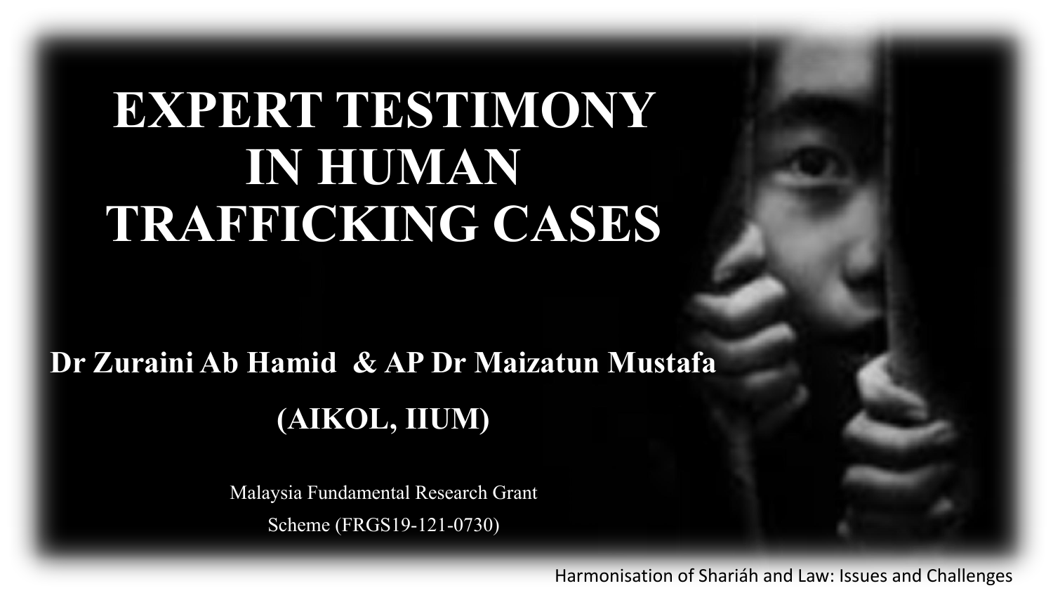# EXPERT TESTIMONY IN HUMAN TRAFFICKING CASES

**Dr Zuraini Ab Hamid & AP Dr Maizatun Mustafa**

**(AIKOL, IIUM)**

Malaysia Fundamental Research Grant Scheme (FRGS19-121-0730)

Harmonisation of Shariáh and Law: Issues and Challenges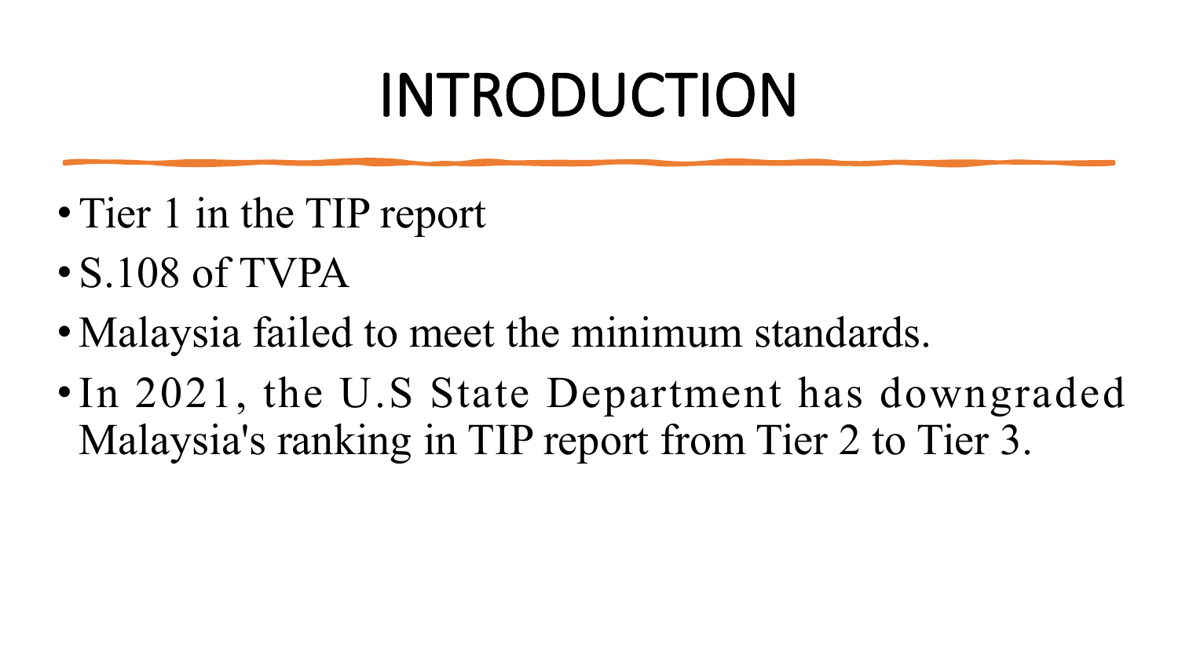# INTRODUCTION

- Tier 1 in the TIP report
- S.108 of TVPA
- Malaysia failed to meet the minimum standards.
- In 2021, the U.S State Department has downgraded Malaysia's ranking in TIP report from Tier 2 to Tier 3.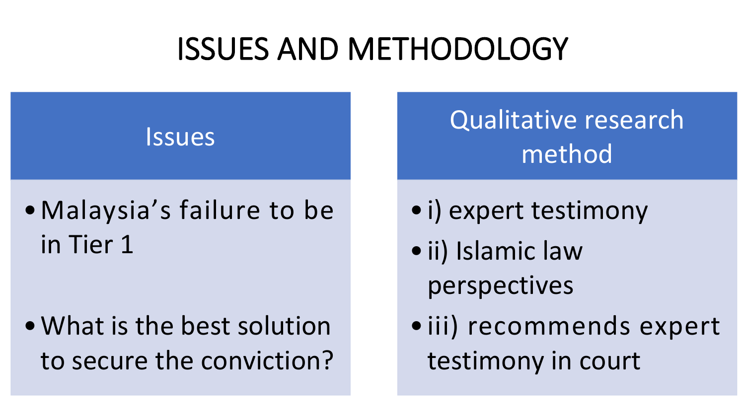# ISSUES AND METHODOLOGY

| Issues | Qualitative research method |
| --- | --- |
| • Malaysia's failure to be in Tier 1<br><br>• What is the best solution to secure the conviction? | • i) expert testimony<br>• ii) Islamic law perspectives<br>• iii) recommends expert testimony in court |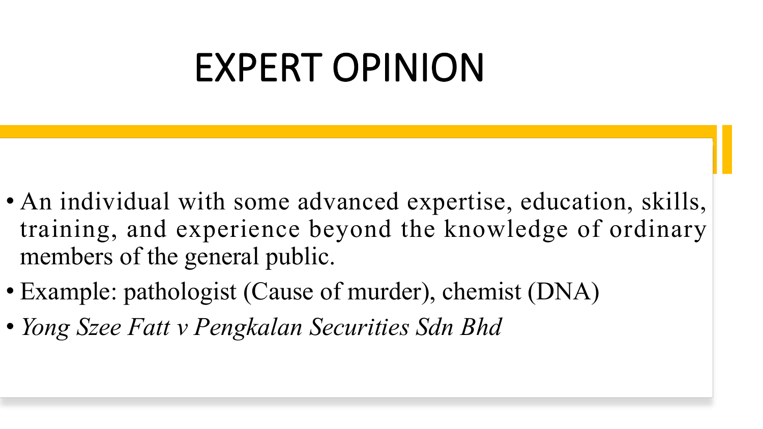# EXPERT OPINION

- An individual with some advanced expertise, education, skills, training, and experience beyond the knowledge of ordinary members of the general public.
- Example: pathologist (Cause of murder), chemist (DNA)
- *Yong Szee Fatt v Pengkalan Securities Sdn Bhd*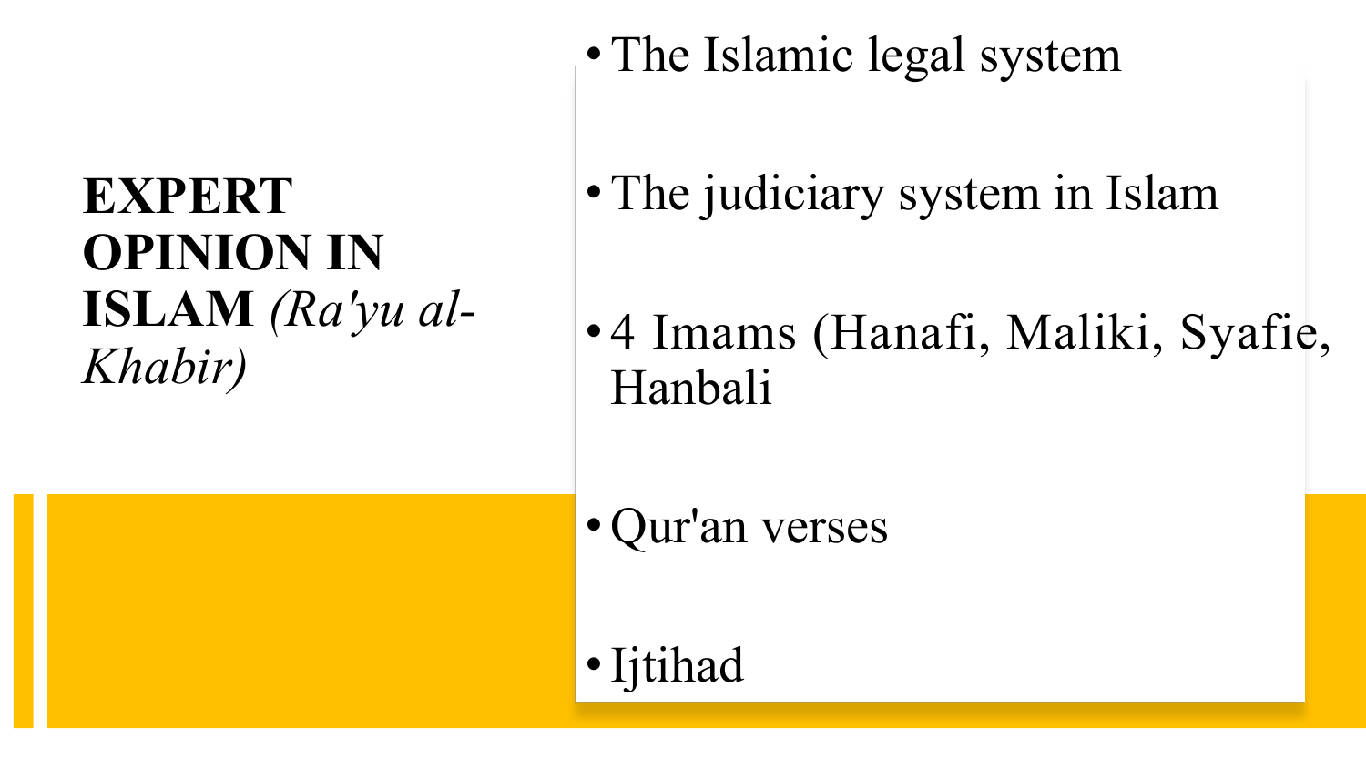# **EXPERT OPINION IN ISLAM** *(Ra'yu al-Khabir)*

- The Islamic legal system
- The judiciary system in Islam
- 4 Imams (Hanafi, Maliki, Syafie, Hanbali
- Qur'an verses
- Ijtihad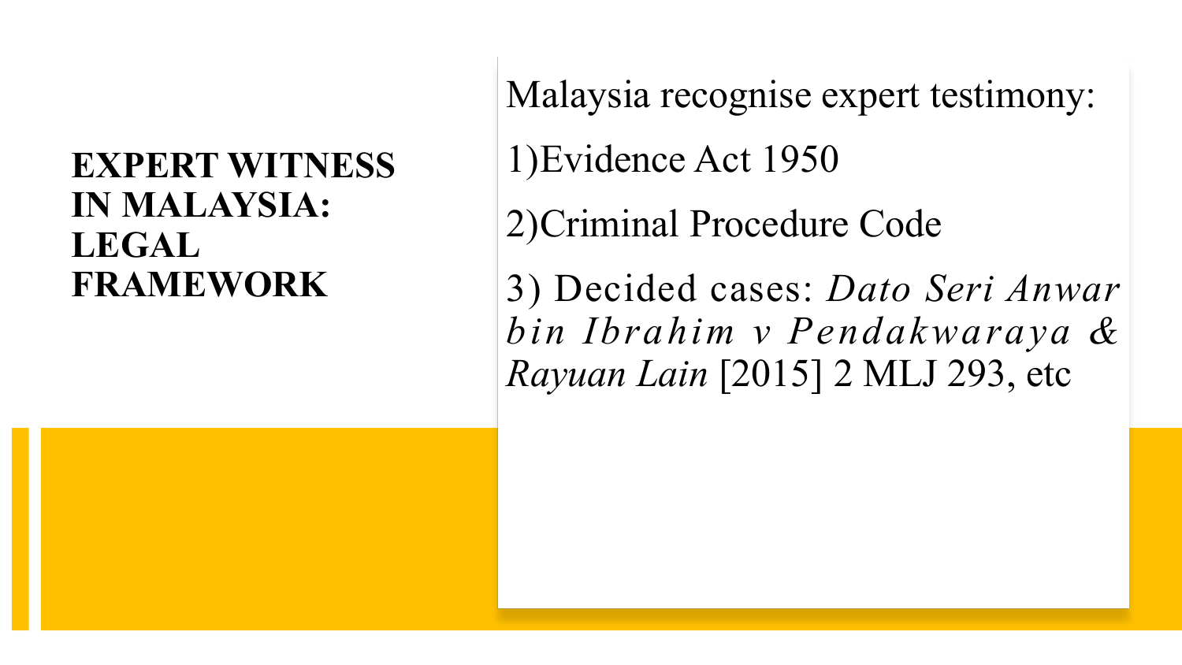# EXPERT WITNESS IN MALAYSIA: LEGAL FRAMEWORK

Malaysia recognise expert testimony:

1)Evidence Act 1950

2)Criminal Procedure Code

3) Decided cases: *Dato Seri Anwar bin Ibrahim v Pendakwaraya & Rayuan Lain* [2015] 2 MLJ 293, etc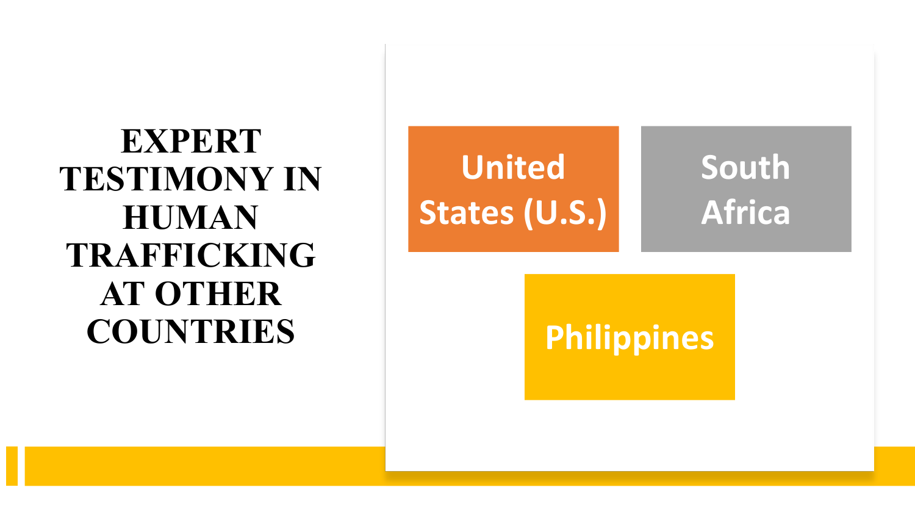# EXPERT TESTIMONY IN HUMAN TRAFFICKING AT OTHER COUNTRIES

- United States (U.S.)
- South Africa
- Philippines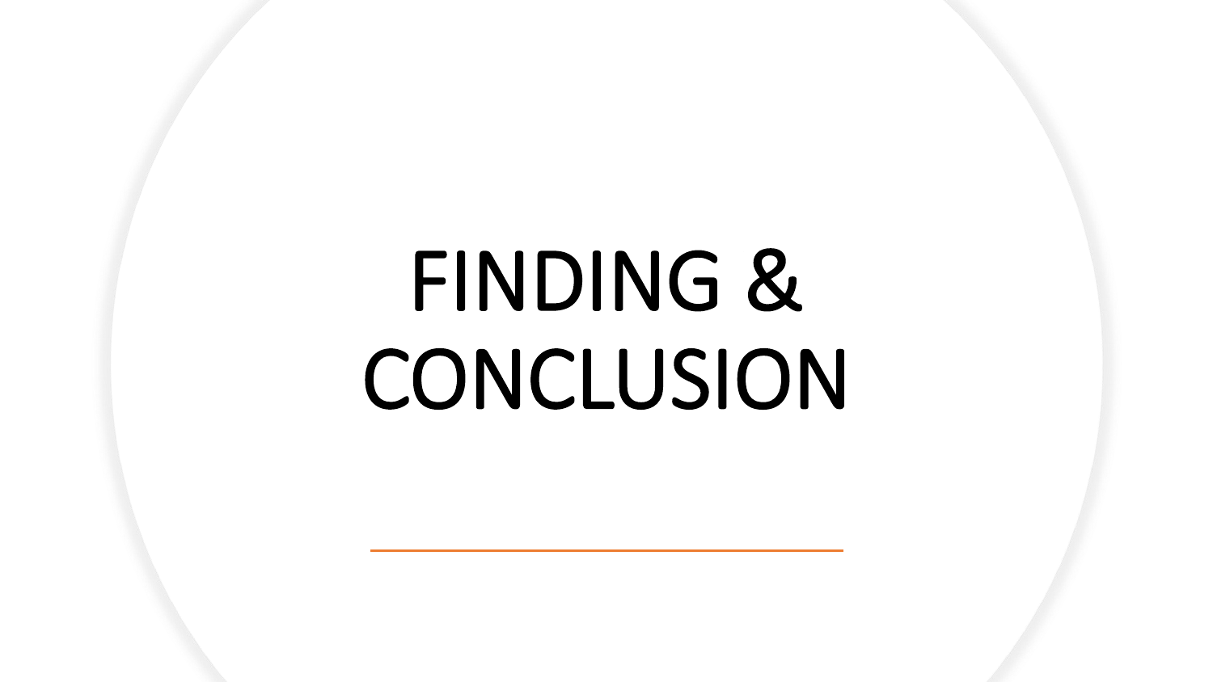# FINDING & CONCLUSION